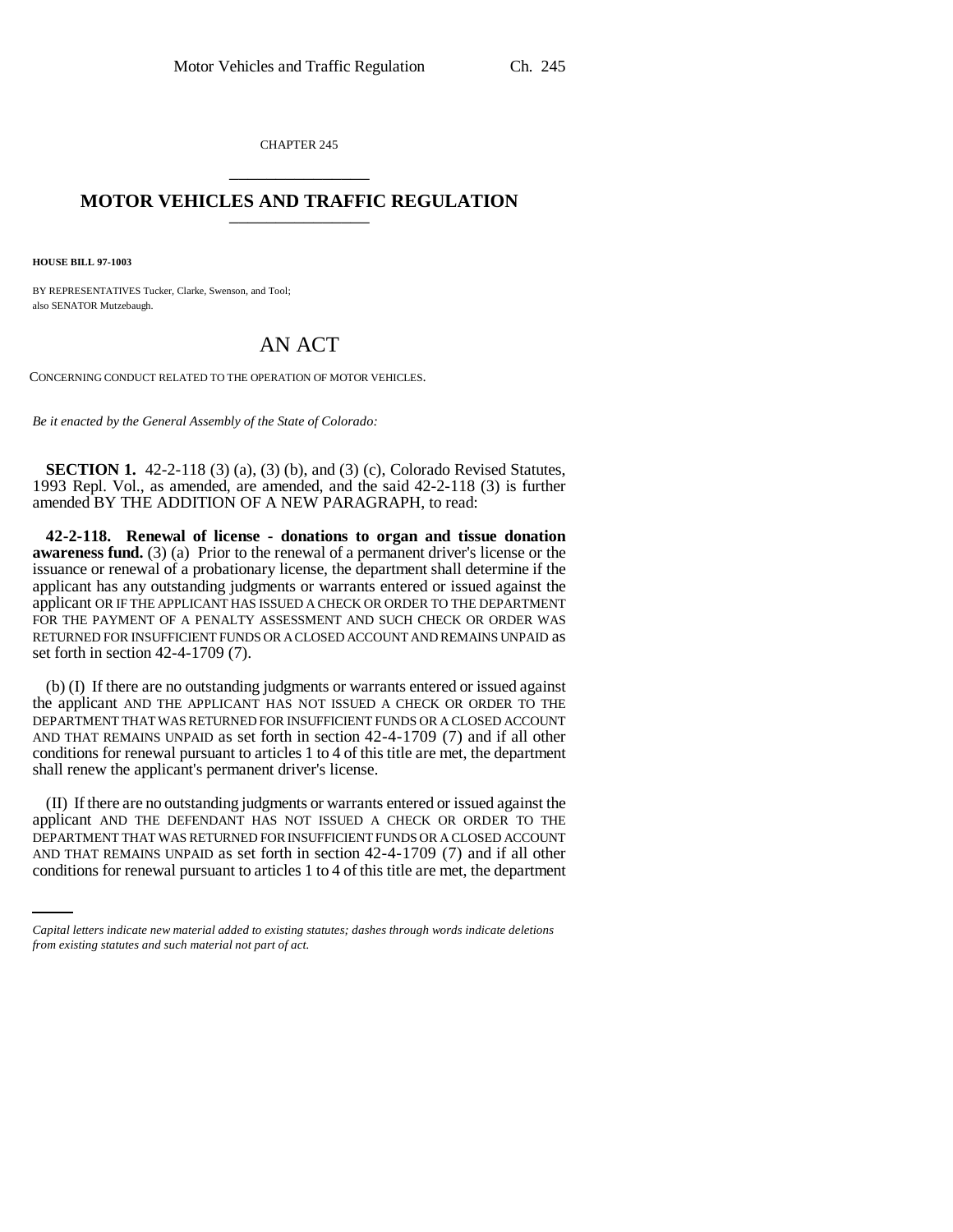CHAPTER 245

# MOTOR VEHICLES AND TRAFFIC REGULATION

**HOUSE BILL 97-1003**

BY REPRESENTATIVES Tucker, Clarke, Swenson, and Tool;
also SENATOR Mutzebaugh.

## AN ACT

CONCERNING CONDUCT RELATED TO THE OPERATION OF MOTOR VEHICLES.

*Be it enacted by the General Assembly of the State of Colorado:*

**SECTION 1.** 42-2-118 (3) (a), (3) (b), and (3) (c), Colorado Revised Statutes, 1993 Repl. Vol., as amended, are amended, and the said 42-2-118 (3) is further amended BY THE ADDITION OF A NEW PARAGRAPH, to read:

**42-2-118. Renewal of license - donations to organ and tissue donation awareness fund.** (3) (a) Prior to the renewal of a permanent driver's license or the issuance or renewal of a probationary license, the department shall determine if the applicant has any outstanding judgments or warrants entered or issued against the applicant OR IF THE APPLICANT HAS ISSUED A CHECK OR ORDER TO THE DEPARTMENT FOR THE PAYMENT OF A PENALTY ASSESSMENT AND SUCH CHECK OR ORDER WAS RETURNED FOR INSUFFICIENT FUNDS OR A CLOSED ACCOUNT AND REMAINS UNPAID as set forth in section 42-4-1709 (7).

(b) (I) If there are no outstanding judgments or warrants entered or issued against the applicant AND THE APPLICANT HAS NOT ISSUED A CHECK OR ORDER TO THE DEPARTMENT THAT WAS RETURNED FOR INSUFFICIENT FUNDS OR A CLOSED ACCOUNT AND THAT REMAINS UNPAID as set forth in section 42-4-1709 (7) and if all other conditions for renewal pursuant to articles 1 to 4 of this title are met, the department shall renew the applicant's permanent driver's license.

(II) If there are no outstanding judgments or warrants entered or issued against the applicant AND THE DEFENDANT HAS NOT ISSUED A CHECK OR ORDER TO THE DEPARTMENT THAT WAS RETURNED FOR INSUFFICIENT FUNDS OR A CLOSED ACCOUNT AND THAT REMAINS UNPAID as set forth in section 42-4-1709 (7) and if all other conditions for renewal pursuant to articles 1 to 4 of this title are met, the department

*Capital letters indicate new material added to existing statutes; dashes through words indicate deletions from existing statutes and such material not part of act.*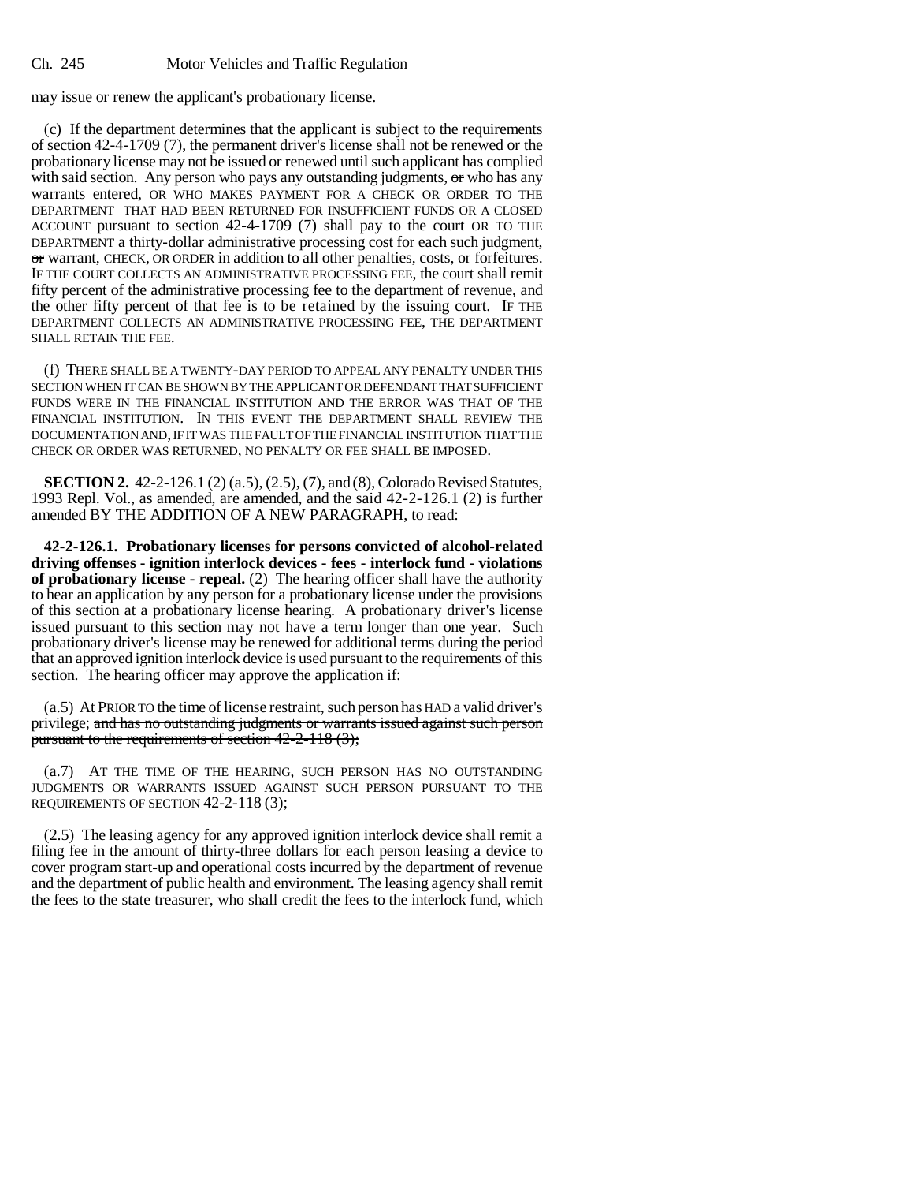may issue or renew the applicant's probationary license.

(c) If the department determines that the applicant is subject to the requirements of section 42-4-1709 (7), the permanent driver's license shall not be renewed or the probationary license may not be issued or renewed until such applicant has complied with said section. Any person who pays any outstanding judgments, ~~or~~ who has any warrants entered, OR WHO MAKES PAYMENT FOR A CHECK OR ORDER TO THE DEPARTMENT THAT HAD BEEN RETURNED FOR INSUFFICIENT FUNDS OR A CLOSED ACCOUNT pursuant to section 42-4-1709 (7) shall pay to the court OR TO THE DEPARTMENT a thirty-dollar administrative processing cost for each such judgment, ~~or~~ warrant, CHECK, OR ORDER in addition to all other penalties, costs, or forfeitures. IF THE COURT COLLECTS AN ADMINISTRATIVE PROCESSING FEE, the court shall remit fifty percent of the administrative processing fee to the department of revenue, and the other fifty percent of that fee is to be retained by the issuing court. IF THE DEPARTMENT COLLECTS AN ADMINISTRATIVE PROCESSING FEE, THE DEPARTMENT SHALL RETAIN THE FEE.

(f) THERE SHALL BE A TWENTY-DAY PERIOD TO APPEAL ANY PENALTY UNDER THIS SECTION WHEN IT CAN BE SHOWN BY THE APPLICANT OR DEFENDANT THAT SUFFICIENT FUNDS WERE IN THE FINANCIAL INSTITUTION AND THE ERROR WAS THAT OF THE FINANCIAL INSTITUTION. IN THIS EVENT THE DEPARTMENT SHALL REVIEW THE DOCUMENTATION AND, IF IT WAS THE FAULT OF THE FINANCIAL INSTITUTION THAT THE CHECK OR ORDER WAS RETURNED, NO PENALTY OR FEE SHALL BE IMPOSED.

**SECTION 2.** 42-2-126.1 (2) (a.5), (2.5), (7), and (8), Colorado Revised Statutes, 1993 Repl. Vol., as amended, are amended, and the said 42-2-126.1 (2) is further amended BY THE ADDITION OF A NEW PARAGRAPH, to read:

**42-2-126.1. Probationary licenses for persons convicted of alcohol-related driving offenses - ignition interlock devices - fees - interlock fund - violations of probationary license - repeal.** (2) The hearing officer shall have the authority to hear an application by any person for a probationary license under the provisions of this section at a probationary license hearing. A probationary driver's license issued pursuant to this section may not have a term longer than one year. Such probationary driver's license may be renewed for additional terms during the period that an approved ignition interlock device is used pursuant to the requirements of this section. The hearing officer may approve the application if:

(a.5) ~~At~~ PRIOR TO the time of license restraint, such person ~~has~~ HAD a valid driver's privilege; ~~and has no outstanding judgments or warrants issued against such person pursuant to the requirements of section 42-2-118 (3);~~

(a.7) AT THE TIME OF THE HEARING, SUCH PERSON HAS NO OUTSTANDING JUDGMENTS OR WARRANTS ISSUED AGAINST SUCH PERSON PURSUANT TO THE REQUIREMENTS OF SECTION 42-2-118 (3);

(2.5) The leasing agency for any approved ignition interlock device shall remit a filing fee in the amount of thirty-three dollars for each person leasing a device to cover program start-up and operational costs incurred by the department of revenue and the department of public health and environment. The leasing agency shall remit the fees to the state treasurer, who shall credit the fees to the interlock fund, which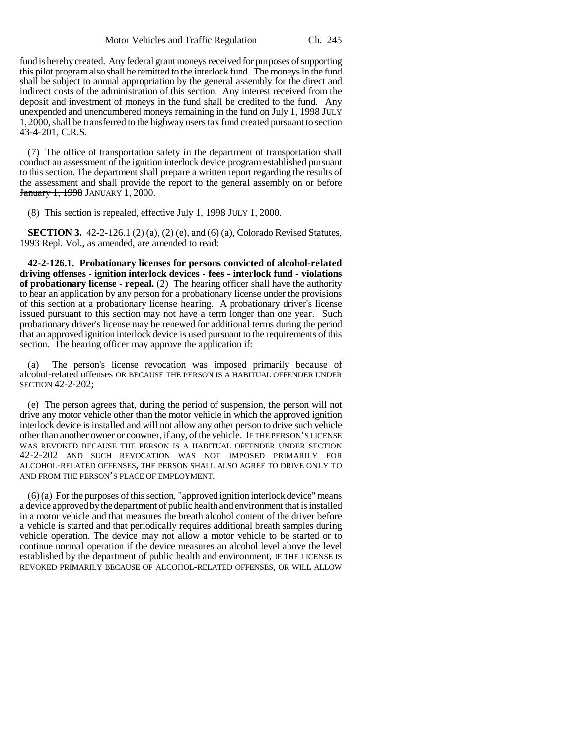fund is hereby created. Any federal grant moneys received for purposes of supporting this pilot program also shall be remitted to the interlock fund. The moneys in the fund shall be subject to annual appropriation by the general assembly for the direct and indirect costs of the administration of this section. Any interest received from the deposit and investment of moneys in the fund shall be credited to the fund. Any unexpended and unencumbered moneys remaining in the fund on ~~July 1, 1998~~ JULY 1, 2000, shall be transferred to the highway users tax fund created pursuant to section 43-4-201, C.R.S.

(7) The office of transportation safety in the department of transportation shall conduct an assessment of the ignition interlock device program established pursuant to this section. The department shall prepare a written report regarding the results of the assessment and shall provide the report to the general assembly on or before ~~January 1, 1998~~ JANUARY 1, 2000.

(8) This section is repealed, effective ~~July 1, 1998~~ JULY 1, 2000.

**SECTION 3.** 42-2-126.1 (2) (a), (2) (e), and (6) (a), Colorado Revised Statutes, 1993 Repl. Vol., as amended, are amended to read:

**42-2-126.1. Probationary licenses for persons convicted of alcohol-related driving offenses - ignition interlock devices - fees - interlock fund - violations of probationary license - repeal.** (2) The hearing officer shall have the authority to hear an application by any person for a probationary license under the provisions of this section at a probationary license hearing. A probationary driver's license issued pursuant to this section may not have a term longer than one year. Such probationary driver's license may be renewed for additional terms during the period that an approved ignition interlock device is used pursuant to the requirements of this section. The hearing officer may approve the application if:

(a) The person's license revocation was imposed primarily because of alcohol-related offenses OR BECAUSE THE PERSON IS A HABITUAL OFFENDER UNDER SECTION 42-2-202;

(e) The person agrees that, during the period of suspension, the person will not drive any motor vehicle other than the motor vehicle in which the approved ignition interlock device is installed and will not allow any other person to drive such vehicle other than another owner or coowner, if any, of the vehicle. IF THE PERSON'S LICENSE WAS REVOKED BECAUSE THE PERSON IS A HABITUAL OFFENDER UNDER SECTION 42-2-202 AND SUCH REVOCATION WAS NOT IMPOSED PRIMARILY FOR ALCOHOL-RELATED OFFENSES, THE PERSON SHALL ALSO AGREE TO DRIVE ONLY TO AND FROM THE PERSON'S PLACE OF EMPLOYMENT.

(6) (a) For the purposes of this section, "approved ignition interlock device" means a device approved by the department of public health and environment that is installed in a motor vehicle and that measures the breath alcohol content of the driver before a vehicle is started and that periodically requires additional breath samples during vehicle operation. The device may not allow a motor vehicle to be started or to continue normal operation if the device measures an alcohol level above the level established by the department of public health and environment, IF THE LICENSE IS REVOKED PRIMARILY BECAUSE OF ALCOHOL-RELATED OFFENSES, OR WILL ALLOW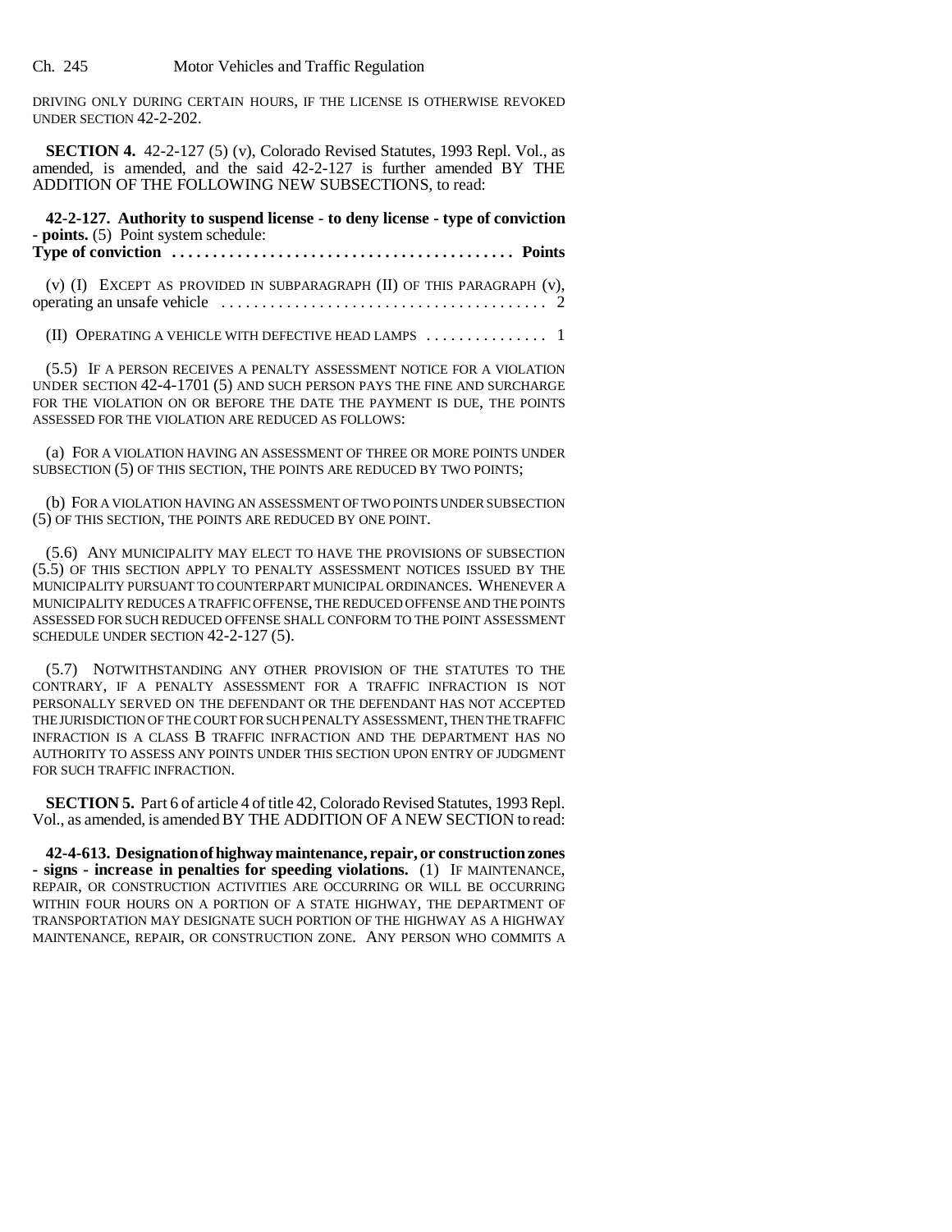DRIVING ONLY DURING CERTAIN HOURS, IF THE LICENSE IS OTHERWISE REVOKED UNDER SECTION 42-2-202.

**SECTION 4.** 42-2-127 (5) (v), Colorado Revised Statutes, 1993 Repl. Vol., as amended, is amended, and the said 42-2-127 is further amended BY THE ADDITION OF THE FOLLOWING NEW SUBSECTIONS, to read:

**42-2-127. Authority to suspend license - to deny license - type of conviction - points.** (5) Point system schedule:

**Type of conviction . . . . . . . . . . . . . . . . . . . . . . . . . . . . . . . . . . . . . . . . . Points**

(v) (I) EXCEPT AS PROVIDED IN SUBPARAGRAPH (II) OF THIS PARAGRAPH (v), operating an unsafe vehicle . . . . . . . . . . . . . . . . . . . . . . . . . . . . . . . . . . . . . . . 2

(II) OPERATING A VEHICLE WITH DEFECTIVE HEAD LAMPS . . . . . . . . . . . . . . 1

(5.5) IF A PERSON RECEIVES A PENALTY ASSESSMENT NOTICE FOR A VIOLATION UNDER SECTION 42-4-1701 (5) AND SUCH PERSON PAYS THE FINE AND SURCHARGE FOR THE VIOLATION ON OR BEFORE THE DATE THE PAYMENT IS DUE, THE POINTS ASSESSED FOR THE VIOLATION ARE REDUCED AS FOLLOWS:

(a) FOR A VIOLATION HAVING AN ASSESSMENT OF THREE OR MORE POINTS UNDER SUBSECTION (5) OF THIS SECTION, THE POINTS ARE REDUCED BY TWO POINTS;

(b) FOR A VIOLATION HAVING AN ASSESSMENT OF TWO POINTS UNDER SUBSECTION (5) OF THIS SECTION, THE POINTS ARE REDUCED BY ONE POINT.

(5.6) ANY MUNICIPALITY MAY ELECT TO HAVE THE PROVISIONS OF SUBSECTION (5.5) OF THIS SECTION APPLY TO PENALTY ASSESSMENT NOTICES ISSUED BY THE MUNICIPALITY PURSUANT TO COUNTERPART MUNICIPAL ORDINANCES. WHENEVER A MUNICIPALITY REDUCES A TRAFFIC OFFENSE, THE REDUCED OFFENSE AND THE POINTS ASSESSED FOR SUCH REDUCED OFFENSE SHALL CONFORM TO THE POINT ASSESSMENT SCHEDULE UNDER SECTION 42-2-127 (5).

(5.7) NOTWITHSTANDING ANY OTHER PROVISION OF THE STATUTES TO THE CONTRARY, IF A PENALTY ASSESSMENT FOR A TRAFFIC INFRACTION IS NOT PERSONALLY SERVED ON THE DEFENDANT OR THE DEFENDANT HAS NOT ACCEPTED THE JURISDICTION OF THE COURT FOR SUCH PENALTY ASSESSMENT, THEN THE TRAFFIC INFRACTION IS A CLASS B TRAFFIC INFRACTION AND THE DEPARTMENT HAS NO AUTHORITY TO ASSESS ANY POINTS UNDER THIS SECTION UPON ENTRY OF JUDGMENT FOR SUCH TRAFFIC INFRACTION.

**SECTION 5.** Part 6 of article 4 of title 42, Colorado Revised Statutes, 1993 Repl. Vol., as amended, is amended BY THE ADDITION OF A NEW SECTION to read:

**42-4-613. Designation of highway maintenance, repair, or construction zones - signs - increase in penalties for speeding violations.** (1) IF MAINTENANCE, REPAIR, OR CONSTRUCTION ACTIVITIES ARE OCCURRING OR WILL BE OCCURRING WITHIN FOUR HOURS ON A PORTION OF A STATE HIGHWAY, THE DEPARTMENT OF TRANSPORTATION MAY DESIGNATE SUCH PORTION OF THE HIGHWAY AS A HIGHWAY MAINTENANCE, REPAIR, OR CONSTRUCTION ZONE. ANY PERSON WHO COMMITS A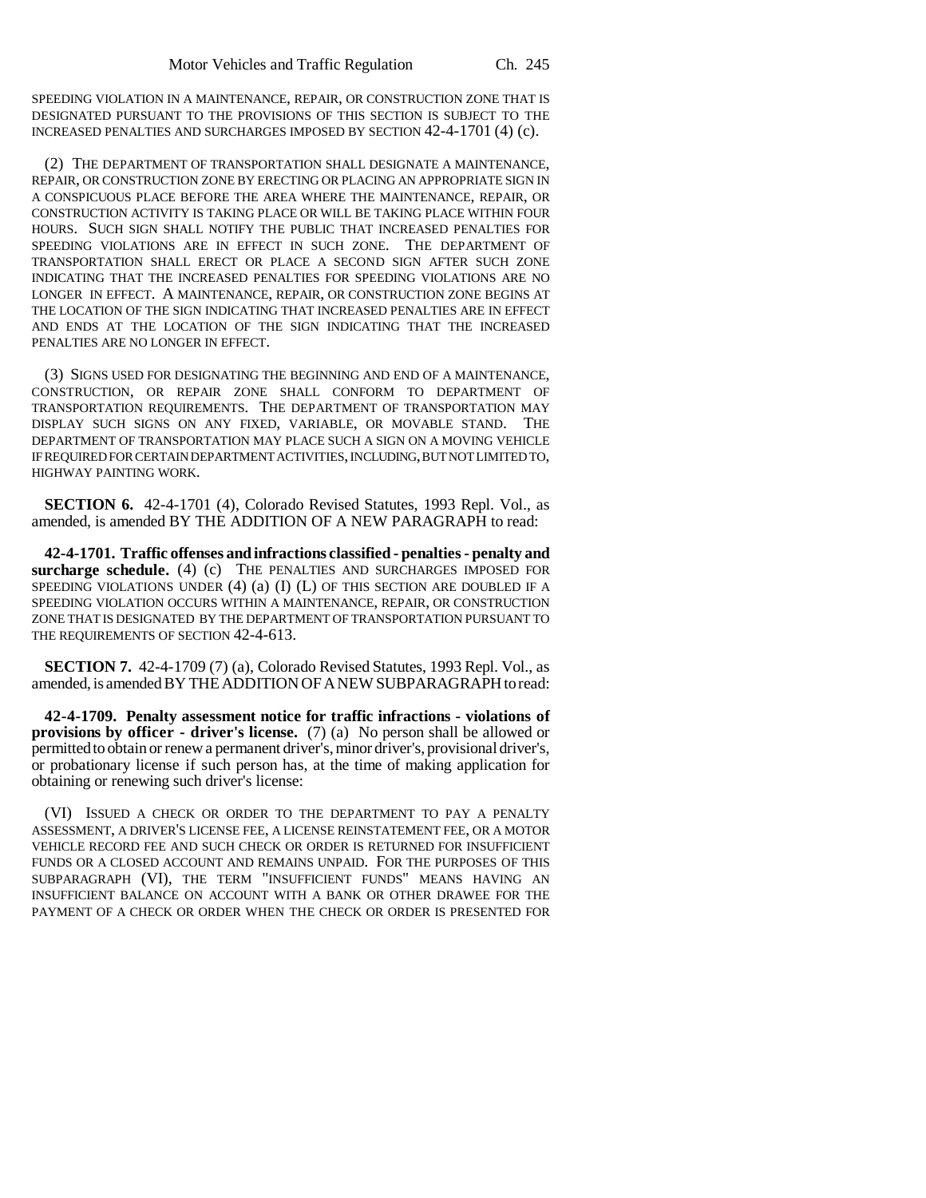SPEEDING VIOLATION IN A MAINTENANCE, REPAIR, OR CONSTRUCTION ZONE THAT IS DESIGNATED PURSUANT TO THE PROVISIONS OF THIS SECTION IS SUBJECT TO THE INCREASED PENALTIES AND SURCHARGES IMPOSED BY SECTION 42-4-1701 (4) (c).

(2) THE DEPARTMENT OF TRANSPORTATION SHALL DESIGNATE A MAINTENANCE, REPAIR, OR CONSTRUCTION ZONE BY ERECTING OR PLACING AN APPROPRIATE SIGN IN A CONSPICUOUS PLACE BEFORE THE AREA WHERE THE MAINTENANCE, REPAIR, OR CONSTRUCTION ACTIVITY IS TAKING PLACE OR WILL BE TAKING PLACE WITHIN FOUR HOURS. SUCH SIGN SHALL NOTIFY THE PUBLIC THAT INCREASED PENALTIES FOR SPEEDING VIOLATIONS ARE IN EFFECT IN SUCH ZONE. THE DEPARTMENT OF TRANSPORTATION SHALL ERECT OR PLACE A SECOND SIGN AFTER SUCH ZONE INDICATING THAT THE INCREASED PENALTIES FOR SPEEDING VIOLATIONS ARE NO LONGER IN EFFECT. A MAINTENANCE, REPAIR, OR CONSTRUCTION ZONE BEGINS AT THE LOCATION OF THE SIGN INDICATING THAT INCREASED PENALTIES ARE IN EFFECT AND ENDS AT THE LOCATION OF THE SIGN INDICATING THAT THE INCREASED PENALTIES ARE NO LONGER IN EFFECT.

(3) SIGNS USED FOR DESIGNATING THE BEGINNING AND END OF A MAINTENANCE, CONSTRUCTION, OR REPAIR ZONE SHALL CONFORM TO DEPARTMENT OF TRANSPORTATION REQUIREMENTS. THE DEPARTMENT OF TRANSPORTATION MAY DISPLAY SUCH SIGNS ON ANY FIXED, VARIABLE, OR MOVABLE STAND. THE DEPARTMENT OF TRANSPORTATION MAY PLACE SUCH A SIGN ON A MOVING VEHICLE IF REQUIRED FOR CERTAIN DEPARTMENT ACTIVITIES, INCLUDING, BUT NOT LIMITED TO, HIGHWAY PAINTING WORK.

**SECTION 6.** 42-4-1701 (4), Colorado Revised Statutes, 1993 Repl. Vol., as amended, is amended BY THE ADDITION OF A NEW PARAGRAPH to read:

**42-4-1701. Traffic offenses and infractions classified - penalties - penalty and surcharge schedule.** (4) (c) THE PENALTIES AND SURCHARGES IMPOSED FOR SPEEDING VIOLATIONS UNDER (4) (a) (I) (L) OF THIS SECTION ARE DOUBLED IF A SPEEDING VIOLATION OCCURS WITHIN A MAINTENANCE, REPAIR, OR CONSTRUCTION ZONE THAT IS DESIGNATED BY THE DEPARTMENT OF TRANSPORTATION PURSUANT TO THE REQUIREMENTS OF SECTION 42-4-613.

**SECTION 7.** 42-4-1709 (7) (a), Colorado Revised Statutes, 1993 Repl. Vol., as amended, is amended BY THE ADDITION OF A NEW SUBPARAGRAPH to read:

**42-4-1709. Penalty assessment notice for traffic infractions - violations of provisions by officer - driver's license.** (7) (a) No person shall be allowed or permitted to obtain or renew a permanent driver's, minor driver's, provisional driver's, or probationary license if such person has, at the time of making application for obtaining or renewing such driver's license:

(VI) ISSUED A CHECK OR ORDER TO THE DEPARTMENT TO PAY A PENALTY ASSESSMENT, A DRIVER'S LICENSE FEE, A LICENSE REINSTATEMENT FEE, OR A MOTOR VEHICLE RECORD FEE AND SUCH CHECK OR ORDER IS RETURNED FOR INSUFFICIENT FUNDS OR A CLOSED ACCOUNT AND REMAINS UNPAID. FOR THE PURPOSES OF THIS SUBPARAGRAPH (VI), THE TERM "INSUFFICIENT FUNDS" MEANS HAVING AN INSUFFICIENT BALANCE ON ACCOUNT WITH A BANK OR OTHER DRAWEE FOR THE PAYMENT OF A CHECK OR ORDER WHEN THE CHECK OR ORDER IS PRESENTED FOR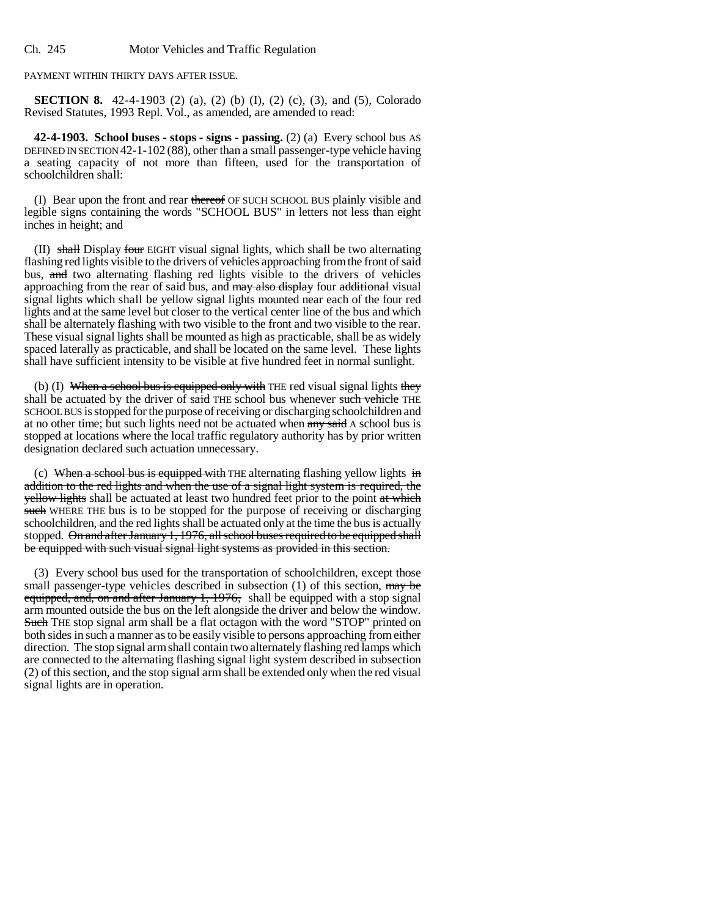PAYMENT WITHIN THIRTY DAYS AFTER ISSUE.

**SECTION 8.** 42-4-1903 (2) (a), (2) (b) (I), (2) (c), (3), and (5), Colorado Revised Statutes, 1993 Repl. Vol., as amended, are amended to read:

**42-4-1903. School buses - stops - signs - passing.** (2) (a) Every school bus AS DEFINED IN SECTION 42-1-102 (88), other than a small passenger-type vehicle having a seating capacity of not more than fifteen, used for the transportation of schoolchildren shall:

(I) Bear upon the front and rear ~~thereof~~ OF SUCH SCHOOL BUS plainly visible and legible signs containing the words "SCHOOL BUS" in letters not less than eight inches in height; and

(II) ~~shall~~ Display ~~four~~ EIGHT visual signal lights, which shall be two alternating flashing red lights visible to the drivers of vehicles approaching from the front of said bus, ~~and~~ two alternating flashing red lights visible to the drivers of vehicles approaching from the rear of said bus, and ~~may also display~~ four ~~additional~~ visual signal lights which shall be yellow signal lights mounted near each of the four red lights and at the same level but closer to the vertical center line of the bus and which shall be alternately flashing with two visible to the front and two visible to the rear. These visual signal lights shall be mounted as high as practicable, shall be as widely spaced laterally as practicable, and shall be located on the same level. These lights shall have sufficient intensity to be visible at five hundred feet in normal sunlight.

(b) (I) ~~When a school bus is equipped only with~~ THE red visual signal lights ~~they~~ shall be actuated by the driver of ~~said~~ THE school bus whenever ~~such vehicle~~ THE SCHOOL BUS is stopped for the purpose of receiving or discharging schoolchildren and at no other time; but such lights need not be actuated when ~~any said~~ A school bus is stopped at locations where the local traffic regulatory authority has by prior written designation declared such actuation unnecessary.

(c) ~~When a school bus is equipped with~~ THE alternating flashing yellow lights ~~in addition to the red lights and when the use of a signal light system is required, the yellow lights~~ shall be actuated at least two hundred feet prior to the point ~~at which such~~ WHERE THE bus is to be stopped for the purpose of receiving or discharging schoolchildren, and the red lights shall be actuated only at the time the bus is actually stopped. ~~On and after January 1, 1976, all school buses required to be equipped shall be equipped with such visual signal light systems as provided in this section.~~

(3) Every school bus used for the transportation of schoolchildren, except those small passenger-type vehicles described in subsection (1) of this section, ~~may be equipped, and, on and after January 1, 1976,~~ shall be equipped with a stop signal arm mounted outside the bus on the left alongside the driver and below the window. ~~Such~~ THE stop signal arm shall be a flat octagon with the word "STOP" printed on both sides in such a manner as to be easily visible to persons approaching from either direction. The stop signal arm shall contain two alternately flashing red lamps which are connected to the alternating flashing signal light system described in subsection (2) of this section, and the stop signal arm shall be extended only when the red visual signal lights are in operation.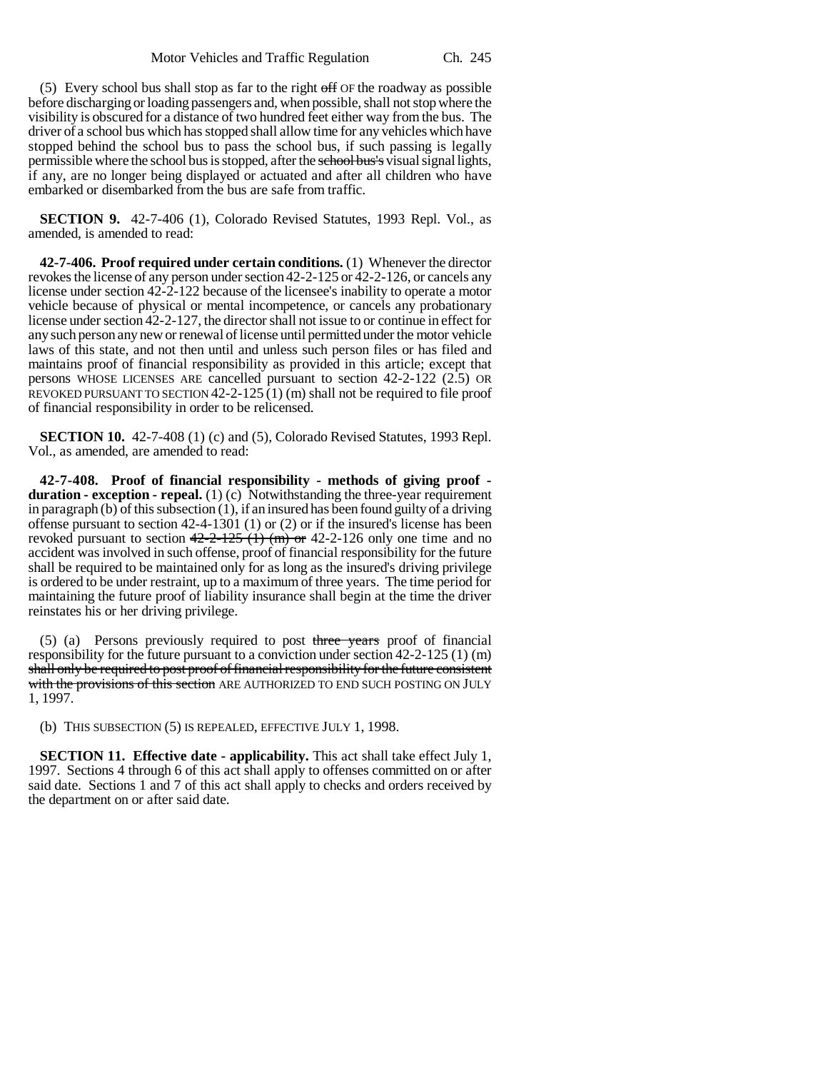(5) Every school bus shall stop as far to the right ~~off~~ OF the roadway as possible before discharging or loading passengers and, when possible, shall not stop where the visibility is obscured for a distance of two hundred feet either way from the bus. The driver of a school bus which has stopped shall allow time for any vehicles which have stopped behind the school bus to pass the school bus, if such passing is legally permissible where the school bus is stopped, after the ~~school bus's~~ visual signal lights, if any, are no longer being displayed or actuated and after all children who have embarked or disembarked from the bus are safe from traffic.

**SECTION 9.** 42-7-406 (1), Colorado Revised Statutes, 1993 Repl. Vol., as amended, is amended to read:

**42-7-406. Proof required under certain conditions.** (1) Whenever the director revokes the license of any person under section 42-2-125 or 42-2-126, or cancels any license under section 42-2-122 because of the licensee's inability to operate a motor vehicle because of physical or mental incompetence, or cancels any probationary license under section 42-2-127, the director shall not issue to or continue in effect for any such person any new or renewal of license until permitted under the motor vehicle laws of this state, and not then until and unless such person files or has filed and maintains proof of financial responsibility as provided in this article; except that persons WHOSE LICENSES ARE cancelled pursuant to section 42-2-122 (2.5) OR REVOKED PURSUANT TO SECTION 42-2-125 (1) (m) shall not be required to file proof of financial responsibility in order to be relicensed.

**SECTION 10.** 42-7-408 (1) (c) and (5), Colorado Revised Statutes, 1993 Repl. Vol., as amended, are amended to read:

**42-7-408. Proof of financial responsibility - methods of giving proof - duration - exception - repeal.** (1) (c) Notwithstanding the three-year requirement in paragraph (b) of this subsection (1), if an insured has been found guilty of a driving offense pursuant to section 42-4-1301 (1) or (2) or if the insured's license has been revoked pursuant to section ~~42-2-125 (1) (m) or~~ 42-2-126 only one time and no accident was involved in such offense, proof of financial responsibility for the future shall be required to be maintained only for as long as the insured's driving privilege is ordered to be under restraint, up to a maximum of three years. The time period for maintaining the future proof of liability insurance shall begin at the time the driver reinstates his or her driving privilege.

(5) (a) Persons previously required to post ~~three years~~ proof of financial responsibility for the future pursuant to a conviction under section 42-2-125 (1) (m) ~~shall only be required to post proof of financial responsibility for the future consistent with the provisions of this section~~ ARE AUTHORIZED TO END SUCH POSTING ON JULY 1, 1997.

(b) THIS SUBSECTION (5) IS REPEALED, EFFECTIVE JULY 1, 1998.

**SECTION 11. Effective date - applicability.** This act shall take effect July 1, 1997. Sections 4 through 6 of this act shall apply to offenses committed on or after said date. Sections 1 and 7 of this act shall apply to checks and orders received by the department on or after said date.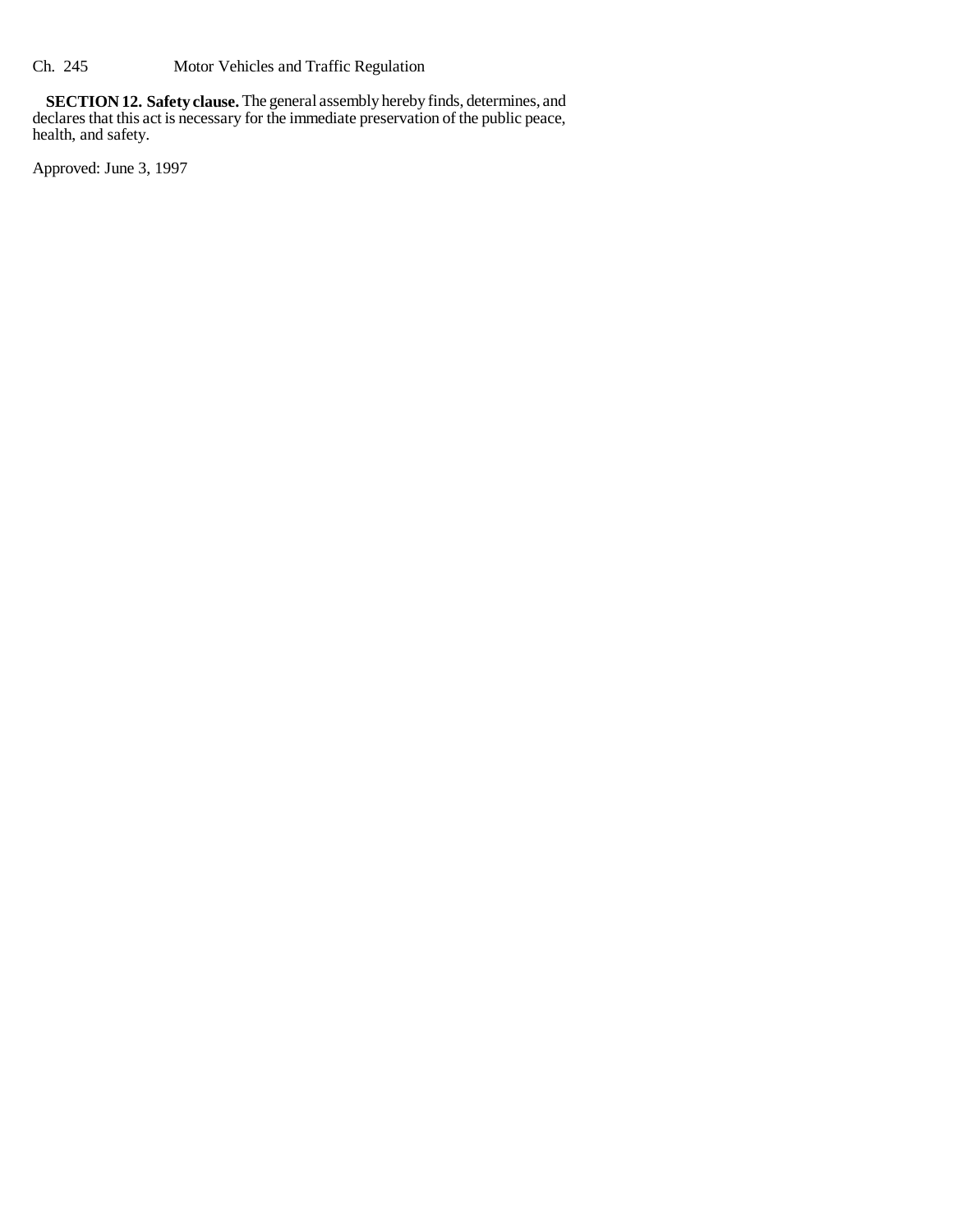**SECTION 12. Safety clause.** The general assembly hereby finds, determines, and declares that this act is necessary for the immediate preservation of the public peace, health, and safety.

Approved: June 3, 1997